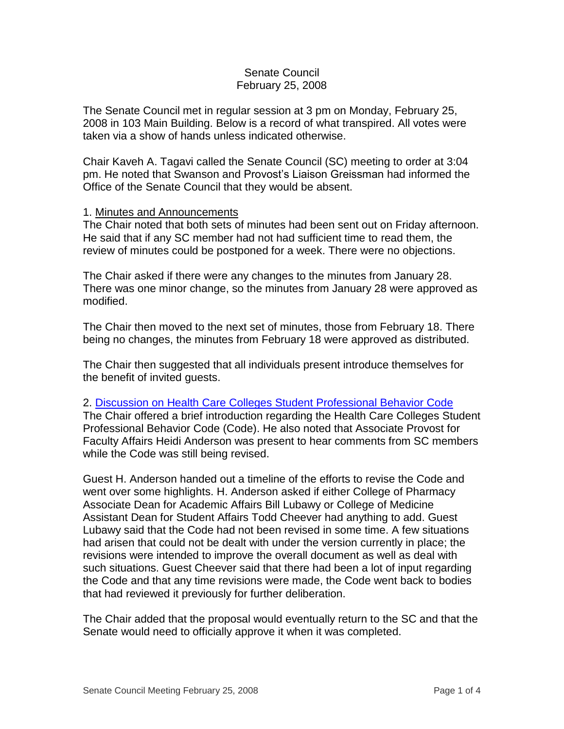# Senate Council
## February 25, 2008

The Senate Council met in regular session at 3 pm on Monday, February 25, 2008 in 103 Main Building. Below is a record of what transpired. All votes were taken via a show of hands unless indicated otherwise.

Chair Kaveh A. Tagavi called the Senate Council (SC) meeting to order at 3:04 pm. He noted that Swanson and Provost's Liaison Greissman had informed the Office of the Senate Council that they would be absent.

1. Minutes and Announcements

The Chair noted that both sets of minutes had been sent out on Friday afternoon. He said that if any SC member had not had sufficient time to read them, the review of minutes could be postponed for a week. There were no objections.

The Chair asked if there were any changes to the minutes from January 28. There was one minor change, so the minutes from January 28 were approved as modified.

The Chair then moved to the next set of minutes, those from February 18. There being no changes, the minutes from February 18 were approved as distributed.

The Chair then suggested that all individuals present introduce themselves for the benefit of invited guests.

2. Discussion on Health Care Colleges Student Professional Behavior Code

The Chair offered a brief introduction regarding the Health Care Colleges Student Professional Behavior Code (Code). He also noted that Associate Provost for Faculty Affairs Heidi Anderson was present to hear comments from SC members while the Code was still being revised.

Guest H. Anderson handed out a timeline of the efforts to revise the Code and went over some highlights. H. Anderson asked if either College of Pharmacy Associate Dean for Academic Affairs Bill Lubawy or College of Medicine Assistant Dean for Student Affairs Todd Cheever had anything to add. Guest Lubawy said that the Code had not been revised in some time. A few situations had arisen that could not be dealt with under the version currently in place; the revisions were intended to improve the overall document as well as deal with such situations. Guest Cheever said that there had been a lot of input regarding the Code and that any time revisions were made, the Code went back to bodies that had reviewed it previously for further deliberation.

The Chair added that the proposal would eventually return to the SC and that the Senate would need to officially approve it when it was completed.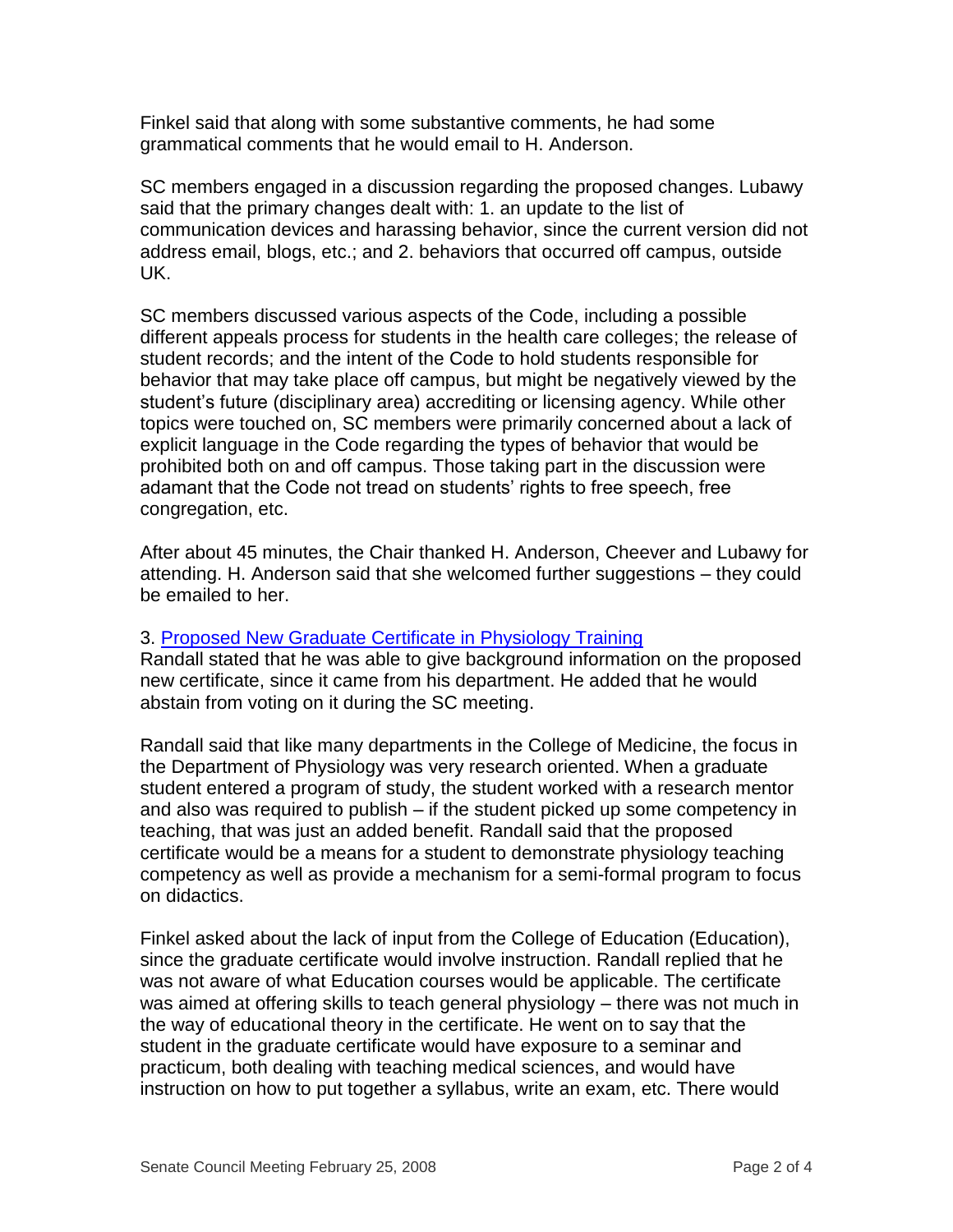Finkel said that along with some substantive comments, he had some grammatical comments that he would email to H. Anderson.

SC members engaged in a discussion regarding the proposed changes. Lubawy said that the primary changes dealt with: 1. an update to the list of communication devices and harassing behavior, since the current version did not address email, blogs, etc.; and 2. behaviors that occurred off campus, outside UK.

SC members discussed various aspects of the Code, including a possible different appeals process for students in the health care colleges; the release of student records; and the intent of the Code to hold students responsible for behavior that may take place off campus, but might be negatively viewed by the student's future (disciplinary area) accrediting or licensing agency. While other topics were touched on, SC members were primarily concerned about a lack of explicit language in the Code regarding the types of behavior that would be prohibited both on and off campus. Those taking part in the discussion were adamant that the Code not tread on students' rights to free speech, free congregation, etc.

After about 45 minutes, the Chair thanked H. Anderson, Cheever and Lubawy for attending. H. Anderson said that she welcomed further suggestions – they could be emailed to her.

3. [Proposed New Graduate Certificate in Physiology Training]

Randall stated that he was able to give background information on the proposed new certificate, since it came from his department. He added that he would abstain from voting on it during the SC meeting.

Randall said that like many departments in the College of Medicine, the focus in the Department of Physiology was very research oriented. When a graduate student entered a program of study, the student worked with a research mentor and also was required to publish – if the student picked up some competency in teaching, that was just an added benefit. Randall said that the proposed certificate would be a means for a student to demonstrate physiology teaching competency as well as provide a mechanism for a semi-formal program to focus on didactics.

Finkel asked about the lack of input from the College of Education (Education), since the graduate certificate would involve instruction. Randall replied that he was not aware of what Education courses would be applicable. The certificate was aimed at offering skills to teach general physiology – there was not much in the way of educational theory in the certificate. He went on to say that the student in the graduate certificate would have exposure to a seminar and practicum, both dealing with teaching medical sciences, and would have instruction on how to put together a syllabus, write an exam, etc. There would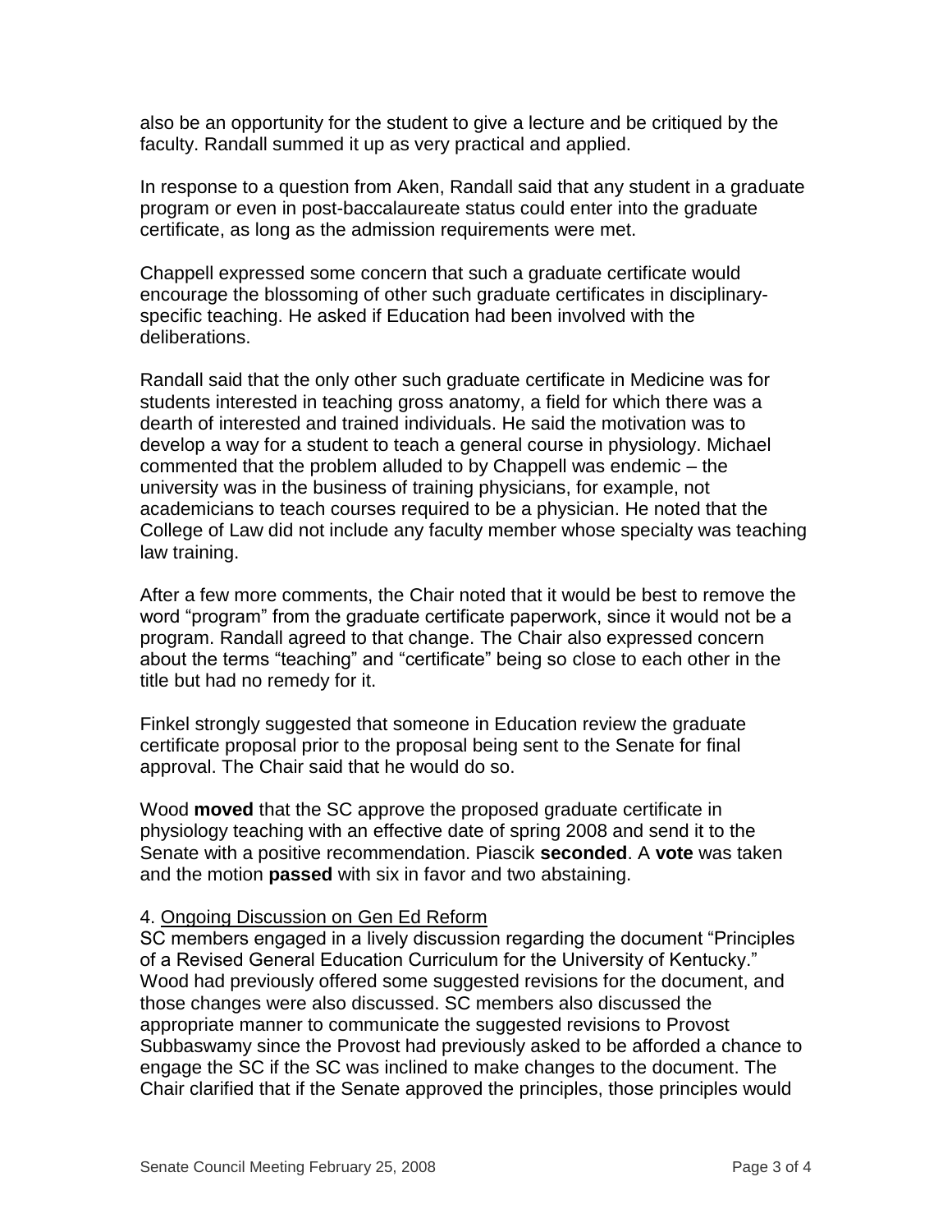also be an opportunity for the student to give a lecture and be critiqued by the faculty. Randall summed it up as very practical and applied.

In response to a question from Aken, Randall said that any student in a graduate program or even in post-baccalaureate status could enter into the graduate certificate, as long as the admission requirements were met.

Chappell expressed some concern that such a graduate certificate would encourage the blossoming of other such graduate certificates in disciplinary-specific teaching. He asked if Education had been involved with the deliberations.

Randall said that the only other such graduate certificate in Medicine was for students interested in teaching gross anatomy, a field for which there was a dearth of interested and trained individuals. He said the motivation was to develop a way for a student to teach a general course in physiology. Michael commented that the problem alluded to by Chappell was endemic – the university was in the business of training physicians, for example, not academicians to teach courses required to be a physician. He noted that the College of Law did not include any faculty member whose specialty was teaching law training.

After a few more comments, the Chair noted that it would be best to remove the word "program" from the graduate certificate paperwork, since it would not be a program. Randall agreed to that change. The Chair also expressed concern about the terms "teaching" and "certificate" being so close to each other in the title but had no remedy for it.

Finkel strongly suggested that someone in Education review the graduate certificate proposal prior to the proposal being sent to the Senate for final approval. The Chair said that he would do so.

Wood **moved** that the SC approve the proposed graduate certificate in physiology teaching with an effective date of spring 2008 and send it to the Senate with a positive recommendation. Piascik **seconded**. A **vote** was taken and the motion **passed** with six in favor and two abstaining.

4. Ongoing Discussion on Gen Ed Reform

SC members engaged in a lively discussion regarding the document "Principles of a Revised General Education Curriculum for the University of Kentucky." Wood had previously offered some suggested revisions for the document, and those changes were also discussed. SC members also discussed the appropriate manner to communicate the suggested revisions to Provost Subbaswamy since the Provost had previously asked to be afforded a chance to engage the SC if the SC was inclined to make changes to the document. The Chair clarified that if the Senate approved the principles, those principles would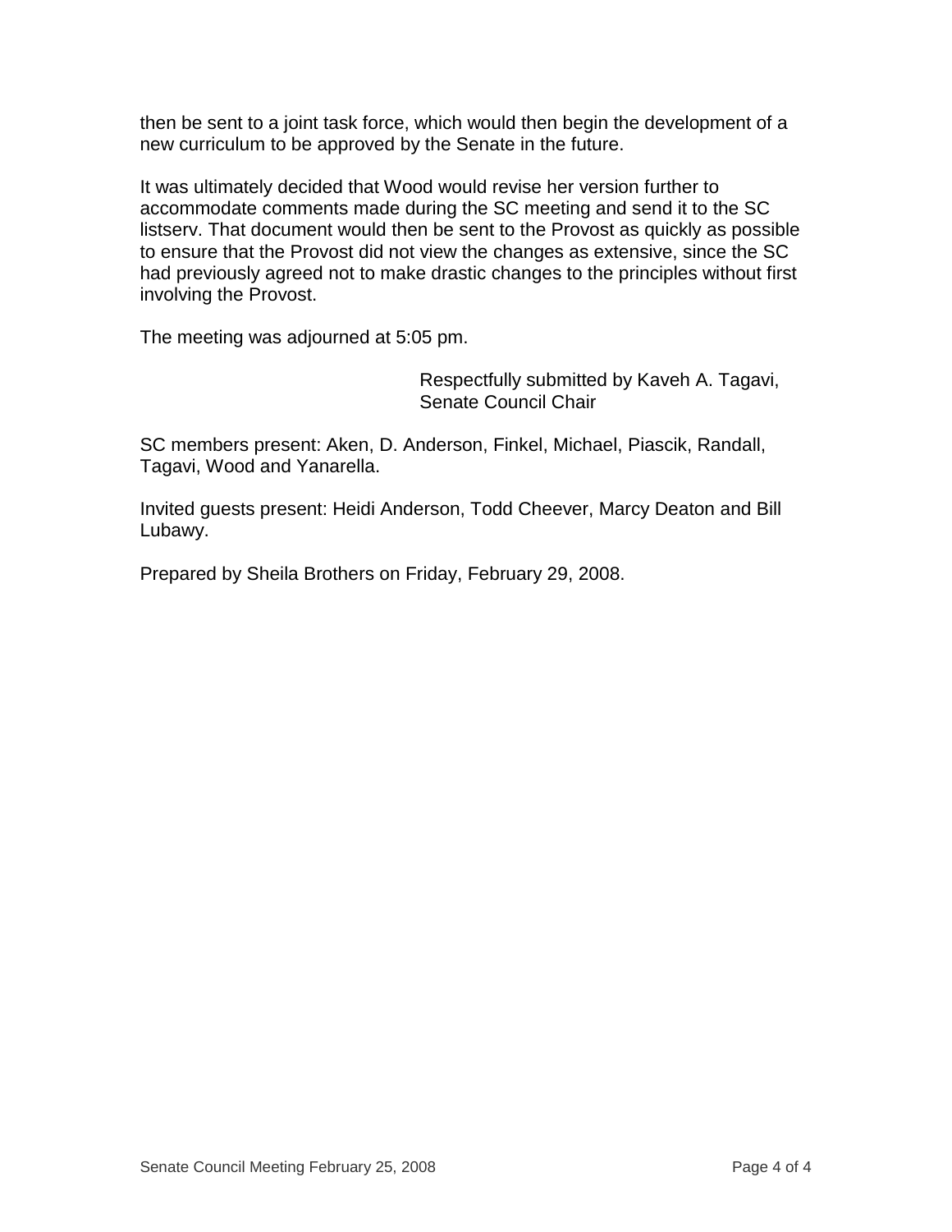then be sent to a joint task force, which would then begin the development of a new curriculum to be approved by the Senate in the future.

It was ultimately decided that Wood would revise her version further to accommodate comments made during the SC meeting and send it to the SC listserv. That document would then be sent to the Provost as quickly as possible to ensure that the Provost did not view the changes as extensive, since the SC had previously agreed not to make drastic changes to the principles without first involving the Provost.

The meeting was adjourned at 5:05 pm.

Respectfully submitted by Kaveh A. Tagavi,
Senate Council Chair

SC members present: Aken, D. Anderson, Finkel, Michael, Piascik, Randall, Tagavi, Wood and Yanarella.

Invited guests present: Heidi Anderson, Todd Cheever, Marcy Deaton and Bill Lubawy.

Prepared by Sheila Brothers on Friday, February 29, 2008.